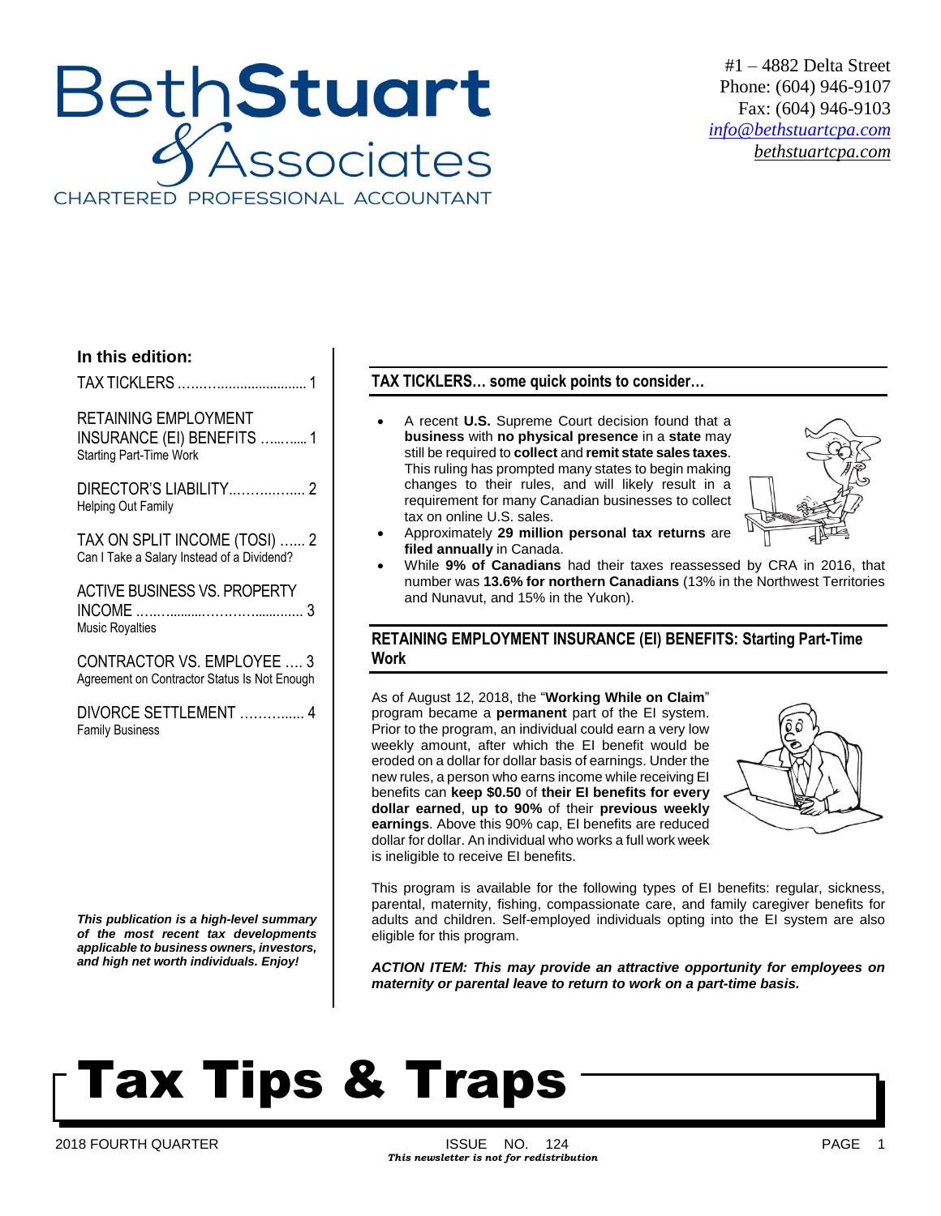# Beth Stuart & Associates

CHARTERED PROFESSIONAL ACCOUNTANT

#1 – 4882 Delta Street
Phone: (604) 946-9107
Fax: (604) 946-9103
info@bethstuartcpa.com
bethstuartcpa.com

**In this edition:**

TAX TICKLERS ........................... 1

RETAINING EMPLOYMENT INSURANCE (EI) BENEFITS ........... 1
Starting Part-Time Work

DIRECTOR'S LIABILITY................ 2
Helping Out Family

TAX ON SPLIT INCOME (TOSI) ...... 2
Can I Take a Salary Instead of a Dividend?

ACTIVE BUSINESS VS. PROPERTY INCOME ...................................... 3
Music Royalties

CONTRACTOR VS. EMPLOYEE .... 3
Agreement on Contractor Status Is Not Enough

DIVORCE SETTLEMENT ............... 4
Family Business

***This publication is a high-level summary of the most recent tax developments applicable to business owners, investors, and high net worth individuals. Enjoy!***

## TAX TICKLERS… some quick points to consider…

- A recent **U.S.** Supreme Court decision found that a **business** with **no physical presence** in a **state** may still be required to **collect** and **remit state sales taxes**. This ruling has prompted many states to begin making changes to their rules, and will likely result in a requirement for many Canadian businesses to collect tax on online U.S. sales.
- Approximately **29 million personal tax returns** are **filed annually** in Canada.
- While **9% of Canadians** had their taxes reassessed by CRA in 2016, that number was **13.6% for northern Canadians** (13% in the Northwest Territories and Nunavut, and 15% in the Yukon).

## RETAINING EMPLOYMENT INSURANCE (EI) BENEFITS: Starting Part-Time Work

As of August 12, 2018, the "**Working While on Claim**" program became a **permanent** part of the EI system. Prior to the program, an individual could earn a very low weekly amount, after which the EI benefit would be eroded on a dollar for dollar basis of earnings. Under the new rules, a person who earns income while receiving EI benefits can **keep $0.50** of **their EI benefits for every dollar earned**, **up to 90%** of their **previous weekly earnings**. Above this 90% cap, EI benefits are reduced dollar for dollar. An individual who works a full work week is ineligible to receive EI benefits.

This program is available for the following types of EI benefits: regular, sickness, parental, maternity, fishing, compassionate care, and family caregiver benefits for adults and children. Self-employed individuals opting into the EI system are also eligible for this program.

***ACTION ITEM: This may provide an attractive opportunity for employees on maternity or parental leave to return to work on a part-time basis.***

# Tax Tips & Traps

2018 FOURTH QUARTER — ISSUE NO. 124

*This newsletter is not for redistribution*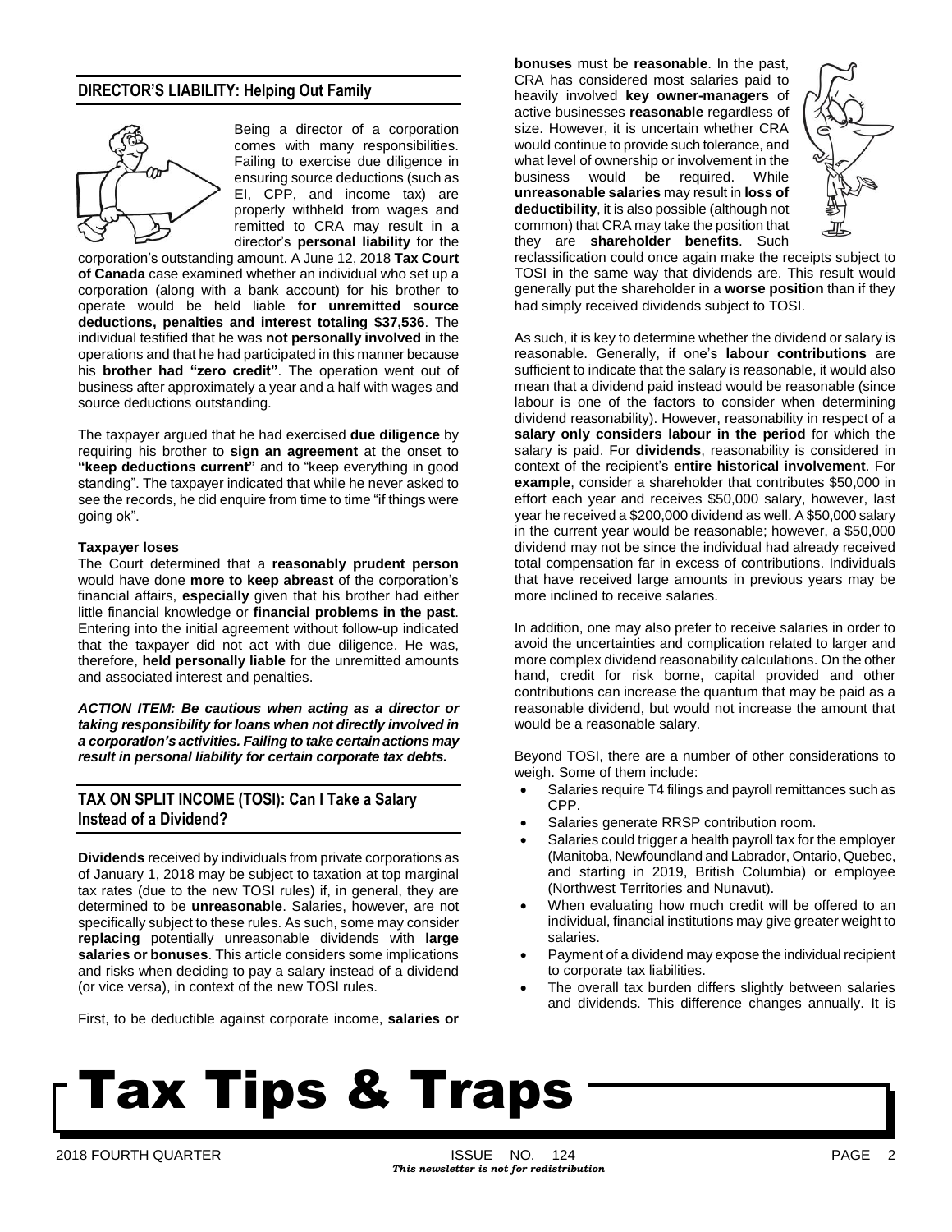## DIRECTOR'S LIABILITY: Helping Out Family

Being a director of a corporation comes with many responsibilities. Failing to exercise due diligence in ensuring source deductions (such as EI, CPP, and income tax) are properly withheld from wages and remitted to CRA may result in a director's **personal liability** for the corporation's outstanding amount. A June 12, 2018 **Tax Court of Canada** case examined whether an individual who set up a corporation (along with a bank account) for his brother to operate would be held liable **for unremitted source deductions, penalties and interest totaling $37,536**. The individual testified that he was **not personally involved** in the operations and that he had participated in this manner because his **brother had "zero credit"**. The operation went out of business after approximately a year and a half with wages and source deductions outstanding.

The taxpayer argued that he had exercised **due diligence** by requiring his brother to **sign an agreement** at the onset to **"keep deductions current"** and to "keep everything in good standing". The taxpayer indicated that while he never asked to see the records, he did enquire from time to time "if things were going ok".

**Taxpayer loses**

The Court determined that a **reasonably prudent person** would have done **more to keep abreast** of the corporation's financial affairs, **especially** given that his brother had either little financial knowledge or **financial problems in the past**. Entering into the initial agreement without follow-up indicated that the taxpayer did not act with due diligence. He was, therefore, **held personally liable** for the unremitted amounts and associated interest and penalties.

***ACTION ITEM: Be cautious when acting as a director or taking responsibility for loans when not directly involved in a corporation's activities. Failing to take certain actions may result in personal liability for certain corporate tax debts.***

## TAX ON SPLIT INCOME (TOSI): Can I Take a Salary Instead of a Dividend?

**Dividends** received by individuals from private corporations as of January 1, 2018 may be subject to taxation at top marginal tax rates (due to the new TOSI rules) if, in general, they are determined to be **unreasonable**. Salaries, however, are not specifically subject to these rules. As such, some may consider **replacing** potentially unreasonable dividends with **large salaries or bonuses**. This article considers some implications and risks when deciding to pay a salary instead of a dividend (or vice versa), in context of the new TOSI rules.

First, to be deductible against corporate income, **salaries or bonuses** must be **reasonable**. In the past, CRA has considered most salaries paid to heavily involved **key owner-managers** of active businesses **reasonable** regardless of size. However, it is uncertain whether CRA would continue to provide such tolerance, and what level of ownership or involvement in the business would be required. While **unreasonable salaries** may result in **loss of deductibility**, it is also possible (although not common) that CRA may take the position that they are **shareholder benefits**. Such reclassification could once again make the receipts subject to TOSI in the same way that dividends are. This result would generally put the shareholder in a **worse position** than if they had simply received dividends subject to TOSI.

As such, it is key to determine whether the dividend or salary is reasonable. Generally, if one's **labour contributions** are sufficient to indicate that the salary is reasonable, it would also mean that a dividend paid instead would be reasonable (since labour is one of the factors to consider when determining dividend reasonability). However, reasonability in respect of a **salary only considers labour in the period** for which the salary is paid. For **dividends**, reasonability is considered in context of the recipient's **entire historical involvement**. For **example**, consider a shareholder that contributes $50,000 in effort each year and receives $50,000 salary, however, last year he received a $200,000 dividend as well. A $50,000 salary in the current year would be reasonable; however, a $50,000 dividend may not be since the individual had already received total compensation far in excess of contributions. Individuals that have received large amounts in previous years may be more inclined to receive salaries.

In addition, one may also prefer to receive salaries in order to avoid the uncertainties and complication related to larger and more complex dividend reasonability calculations. On the other hand, credit for risk borne, capital provided and other contributions can increase the quantum that may be paid as a reasonable dividend, but would not increase the amount that would be a reasonable salary.

Beyond TOSI, there are a number of other considerations to weigh. Some of them include:

- Salaries require T4 filings and payroll remittances such as CPP.
- Salaries generate RRSP contribution room.
- Salaries could trigger a health payroll tax for the employer (Manitoba, Newfoundland and Labrador, Ontario, Quebec, and starting in 2019, British Columbia) or employee (Northwest Territories and Nunavut).
- When evaluating how much credit will be offered to an individual, financial institutions may give greater weight to salaries.
- Payment of a dividend may expose the individual recipient to corporate tax liabilities.
- The overall tax burden differs slightly between salaries and dividends. This difference changes annually. It is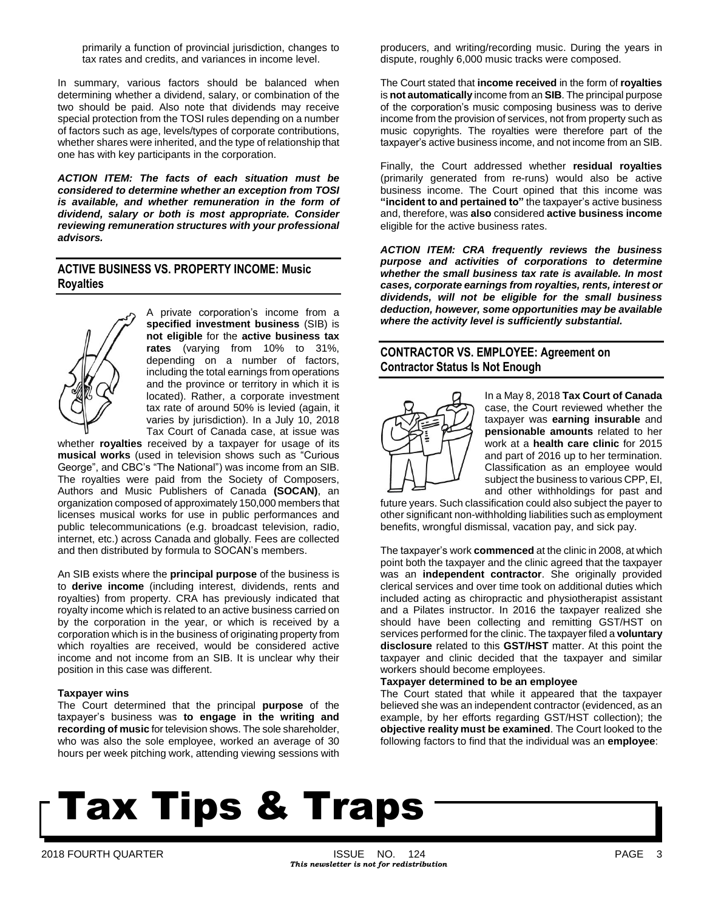primarily a function of provincial jurisdiction, changes to tax rates and credits, and variances in income level.

In summary, various factors should be balanced when determining whether a dividend, salary, or combination of the two should be paid. Also note that dividends may receive special protection from the TOSI rules depending on a number of factors such as age, levels/types of corporate contributions, whether shares were inherited, and the type of relationship that one has with key participants in the corporation.

***ACTION ITEM: The facts of each situation must be considered to determine whether an exception from TOSI is available, and whether remuneration in the form of dividend, salary or both is most appropriate. Consider reviewing remuneration structures with your professional advisors.***

## ACTIVE BUSINESS VS. PROPERTY INCOME: Music Royalties

A private corporation's income from a **specified investment business** (SIB) is **not eligible** for the **active business tax rates** (varying from 10% to 31%, depending on a number of factors, including the total earnings from operations and the province or territory in which it is located). Rather, a corporate investment tax rate of around 50% is levied (again, it varies by jurisdiction). In a July 10, 2018 Tax Court of Canada case, at issue was whether **royalties** received by a taxpayer for usage of its **musical works** (used in television shows such as "Curious George", and CBC's "The National") was income from an SIB. The royalties were paid from the Society of Composers, Authors and Music Publishers of Canada **(SOCAN)**, an organization composed of approximately 150,000 members that licenses musical works for use in public performances and public telecommunications (e.g. broadcast television, radio, internet, etc.) across Canada and globally. Fees are collected and then distributed by formula to SOCAN's members.

An SIB exists where the **principal purpose** of the business is to **derive income** (including interest, dividends, rents and royalties) from property. CRA has previously indicated that royalty income which is related to an active business carried on by the corporation in the year, or which is received by a corporation which is in the business of originating property from which royalties are received, would be considered active income and not income from an SIB. It is unclear why their position in this case was different.

**Taxpayer wins**

The Court determined that the principal **purpose** of the taxpayer's business was **to engage in the writing and recording of music** for television shows. The sole shareholder, who was also the sole employee, worked an average of 30 hours per week pitching work, attending viewing sessions with producers, and writing/recording music. During the years in dispute, roughly 6,000 music tracks were composed.

The Court stated that **income received** in the form of **royalties** is **not automatically** income from an **SIB**. The principal purpose of the corporation's music composing business was to derive income from the provision of services, not from property such as music copyrights. The royalties were therefore part of the taxpayer's active business income, and not income from an SIB.

Finally, the Court addressed whether **residual royalties** (primarily generated from re-runs) would also be active business income. The Court opined that this income was **"incident to and pertained to"** the taxpayer's active business and, therefore, was **also** considered **active business income** eligible for the active business rates.

***ACTION ITEM: CRA frequently reviews the business purpose and activities of corporations to determine whether the small business tax rate is available. In most cases, corporate earnings from royalties, rents, interest or dividends, will not be eligible for the small business deduction, however, some opportunities may be available where the activity level is sufficiently substantial.***

## CONTRACTOR VS. EMPLOYEE: Agreement on Contractor Status Is Not Enough

In a May 8, 2018 **Tax Court of Canada** case, the Court reviewed whether the taxpayer was **earning insurable** and **pensionable amounts** related to her work at a **health care clinic** for 2015 and part of 2016 up to her termination. Classification as an employee would subject the business to various CPP, EI, and other withholdings for past and future years. Such classification could also subject the payer to other significant non-withholding liabilities such as employment benefits, wrongful dismissal, vacation pay, and sick pay.

The taxpayer's work **commenced** at the clinic in 2008, at which point both the taxpayer and the clinic agreed that the taxpayer was an **independent contractor**. She originally provided clerical services and over time took on additional duties which included acting as chiropractic and physiotherapist assistant and a Pilates instructor. In 2016 the taxpayer realized she should have been collecting and remitting GST/HST on services performed for the clinic. The taxpayer filed a **voluntary disclosure** related to this **GST/HST** matter. At this point the taxpayer and clinic decided that the taxpayer and similar workers should become employees.

**Taxpayer determined to be an employee**

The Court stated that while it appeared that the taxpayer believed she was an independent contractor (evidenced, as an example, by her efforts regarding GST/HST collection); the **objective reality must be examined**. The Court looked to the following factors to find that the individual was an **employee**: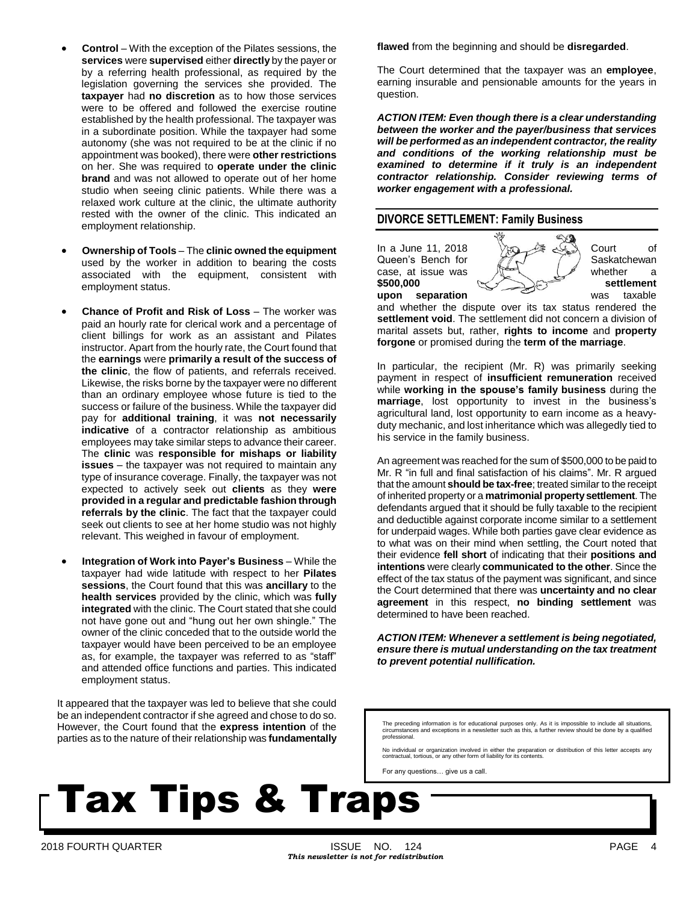- **Control** – With the exception of the Pilates sessions, the **services** were **supervised** either **directly** by the payer or by a referring health professional, as required by the legislation governing the services she provided. The **taxpayer** had **no discretion** as to how those services were to be offered and followed the exercise routine established by the health professional. The taxpayer was in a subordinate position. While the taxpayer had some autonomy (she was not required to be at the clinic if no appointment was booked), there were **other restrictions** on her. She was required to **operate under the clinic brand** and was not allowed to operate out of her home studio when seeing clinic patients. While there was a relaxed work culture at the clinic, the ultimate authority rested with the owner of the clinic. This indicated an employment relationship.

- **Ownership of Tools** – The **clinic owned the equipment** used by the worker in addition to bearing the costs associated with the equipment, consistent with employment status.

- **Chance of Profit and Risk of Loss** – The worker was paid an hourly rate for clerical work and a percentage of client billings for work as an assistant and Pilates instructor. Apart from the hourly rate, the Court found that the **earnings** were **primarily a result of the success of the clinic**, the flow of patients, and referrals received. Likewise, the risks borne by the taxpayer were no different than an ordinary employee whose future is tied to the success or failure of the business. While the taxpayer did pay for **additional training**, it was **not necessarily indicative** of a contractor relationship as ambitious employees may take similar steps to advance their career. The **clinic** was **responsible for mishaps or liability issues** – the taxpayer was not required to maintain any type of insurance coverage. Finally, the taxpayer was not expected to actively seek out **clients** as they **were provided in a regular and predictable fashion through referrals by the clinic**. The fact that the taxpayer could seek out clients to see at her home studio was not highly relevant. This weighed in favour of employment.

- **Integration of Work into Payer's Business** – While the taxpayer had wide latitude with respect to her **Pilates sessions**, the Court found that this was **ancillary** to the **health services** provided by the clinic, which was **fully integrated** with the clinic. The Court stated that she could not have gone out and "hung out her own shingle." The owner of the clinic conceded that to the outside world the taxpayer would have been perceived to be an employee as, for example, the taxpayer was referred to as "staff" and attended office functions and parties. This indicated employment status.

It appeared that the taxpayer was led to believe that she could be an independent contractor if she agreed and chose to do so. However, the Court found that the **express intention** of the parties as to the nature of their relationship was **fundamentally flawed** from the beginning and should be **disregarded**.

The Court determined that the taxpayer was an **employee**, earning insurable and pensionable amounts for the years in question.

***ACTION ITEM: Even though there is a clear understanding between the worker and the payer/business that services will be performed as an independent contractor, the reality and conditions of the working relationship must be examined to determine if it truly is an independent contractor relationship. Consider reviewing terms of worker engagement with a professional.***

## DIVORCE SETTLEMENT: Family Business

In a June 11, 2018 Court of Queen's Bench for Saskatchewan case, at issue was whether a **$500,000 settlement upon separation** was taxable and whether the dispute over its tax status rendered the **settlement void**. The settlement did not concern a division of marital assets but, rather, **rights to income** and **property forgone** or promised during the **term of the marriage**.

In particular, the recipient (Mr. R) was primarily seeking payment in respect of **insufficient remuneration** received while **working in the spouse's family business** during the **marriage**, lost opportunity to invest in the business's agricultural land, lost opportunity to earn income as a heavy-duty mechanic, and lost inheritance which was allegedly tied to his service in the family business.

An agreement was reached for the sum of $500,000 to be paid to Mr. R "in full and final satisfaction of his claims". Mr. R argued that the amount **should be tax-free**; treated similar to the receipt of inherited property or a **matrimonial property settlement**. The defendants argued that it should be fully taxable to the recipient and deductible against corporate income similar to a settlement for underpaid wages. While both parties gave clear evidence as to what was on their mind when settling, the Court noted that their evidence **fell short** of indicating that their **positions and intentions** were clearly **communicated to the other**. Since the effect of the tax status of the payment was significant, and since the Court determined that there was **uncertainty and no clear agreement** in this respect, **no binding settlement** was determined to have been reached.

***ACTION ITEM: Whenever a settlement is being negotiated, ensure there is mutual understanding on the tax treatment to prevent potential nullification.***

The preceding information is for educational purposes only. As it is impossible to include all situations, circumstances and exceptions in a newsletter such as this, a further review should be done by a qualified professional.

No individual or organization involved in either the preparation or distribution of this letter accepts any contractual, tortious, or any other form of liability for its contents.

For any questions… give us a call.

*This newsletter is not for redistribution*